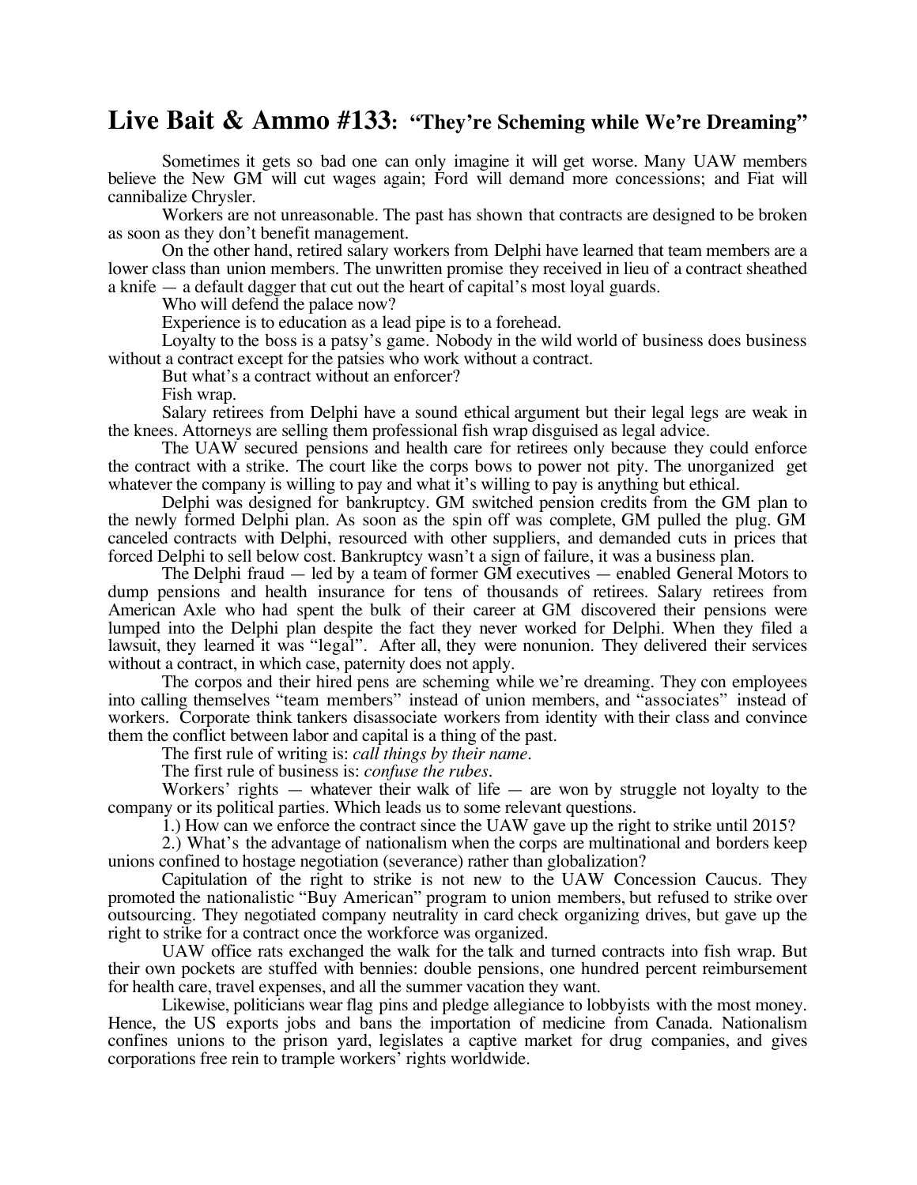# Live Bait & Ammo #133: "They're Scheming while We're Dreaming"

Sometimes it gets so bad one can only imagine it will get worse. Many UAW members believe the New GM will cut wages again; Ford will demand more concessions; and Fiat will cannibalize Chrysler.

Workers are not unreasonable. The past has shown that contracts are designed to be broken as soon as they don't benefit management.

On the other hand, retired salary workers from Delphi have learned that team members are a lower class than union members. The unwritten promise they received in lieu of a contract sheathed a knife — a default dagger that cut out the heart of capital's most loyal guards.

Who will defend the palace now?

Experience is to education as a lead pipe is to a forehead.

Loyalty to the boss is a patsy's game. Nobody in the wild world of business does business without a contract except for the patsies who work without a contract.

But what's a contract without an enforcer?

Fish wrap.

Salary retirees from Delphi have a sound ethical argument but their legal legs are weak in the knees. Attorneys are selling them professional fish wrap disguised as legal advice.

The UAW secured pensions and health care for retirees only because they could enforce the contract with a strike. The court like the corps bows to power not pity. The unorganized get whatever the company is willing to pay and what it's willing to pay is anything but ethical.

Delphi was designed for bankruptcy. GM switched pension credits from the GM plan to the newly formed Delphi plan. As soon as the spin off was complete, GM pulled the plug. GM canceled contracts with Delphi, resourced with other suppliers, and demanded cuts in prices that forced Delphi to sell below cost. Bankruptcy wasn't a sign of failure, it was a business plan.

The Delphi fraud — led by a team of former GM executives — enabled General Motors to dump pensions and health insurance for tens of thousands of retirees. Salary retirees from American Axle who had spent the bulk of their career at GM discovered their pensions were lumped into the Delphi plan despite the fact they never worked for Delphi. When they filed a lawsuit, they learned it was "legal". After all, they were nonunion. They delivered their services without a contract, in which case, paternity does not apply.

The corpos and their hired pens are scheming while we're dreaming. They con employees into calling themselves "team members" instead of union members, and "associates" instead of workers. Corporate think tankers disassociate workers from identity with their class and convince them the conflict between labor and capital is a thing of the past.

The first rule of writing is: *call things by their name*.

The first rule of business is: *confuse the rubes*.

Workers' rights — whatever their walk of life — are won by struggle not loyalty to the company or its political parties. Which leads us to some relevant questions.

1.) How can we enforce the contract since the UAW gave up the right to strike until 2015?

2.) What's the advantage of nationalism when the corps are multinational and borders keep unions confined to hostage negotiation (severance) rather than globalization?

Capitulation of the right to strike is not new to the UAW Concession Caucus. They promoted the nationalistic "Buy American" program to union members, but refused to strike over outsourcing. They negotiated company neutrality in card check organizing drives, but gave up the right to strike for a contract once the workforce was organized.

UAW office rats exchanged the walk for the talk and turned contracts into fish wrap. But their own pockets are stuffed with bennies: double pensions, one hundred percent reimbursement for health care, travel expenses, and all the summer vacation they want.

Likewise, politicians wear flag pins and pledge allegiance to lobbyists with the most money. Hence, the US exports jobs and bans the importation of medicine from Canada. Nationalism confines unions to the prison yard, legislates a captive market for drug companies, and gives corporations free rein to trample workers' rights worldwide.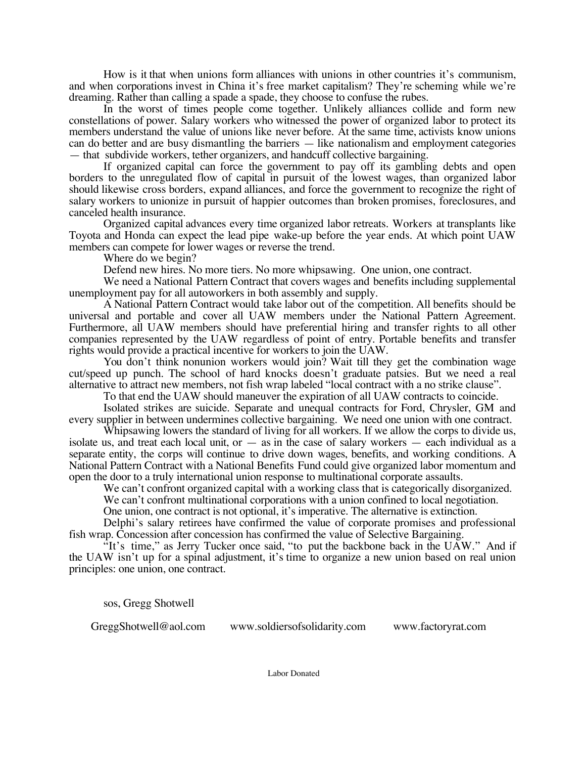How is it that when unions form alliances with unions in other countries it's communism, and when corporations invest in China it's free market capitalism? They're scheming while we're dreaming. Rather than calling a spade a spade, they choose to confuse the rubes.

In the worst of times people come together. Unlikely alliances collide and form new constellations of power. Salary workers who witnessed the power of organized labor to protect its members understand the value of unions like never before. At the same time, activists know unions can do better and are busy dismantling the barriers — like nationalism and employment categories — that subdivide workers, tether organizers, and handcuff collective bargaining.

If organized capital can force the government to pay off its gambling debts and open borders to the unregulated flow of capital in pursuit of the lowest wages, than organized labor should likewise cross borders, expand alliances, and force the government to recognize the right of salary workers to unionize in pursuit of happier outcomes than broken promises, foreclosures, and canceled health insurance.

Organized capital advances every time organized labor retreats. Workers at transplants like Toyota and Honda can expect the lead pipe wake-up before the year ends. At which point UAW members can compete for lower wages or reverse the trend.

Where do we begin?

Defend new hires. No more tiers. No more whipsawing. One union, one contract.

We need a National Pattern Contract that covers wages and benefits including supplemental unemployment pay for all autoworkers in both assembly and supply.

A National Pattern Contract would take labor out of the competition. All benefits should be universal and portable and cover all UAW members under the National Pattern Agreement. Furthermore, all UAW members should have preferential hiring and transfer rights to all other companies represented by the UAW regardless of point of entry. Portable benefits and transfer rights would provide a practical incentive for workers to join the UAW.

You don't think nonunion workers would join? Wait till they get the combination wage cut/speed up punch. The school of hard knocks doesn't graduate patsies. But we need a real alternative to attract new members, not fish wrap labeled "local contract with a no strike clause".

To that end the UAW should maneuver the expiration of all UAW contracts to coincide.

Isolated strikes are suicide. Separate and unequal contracts for Ford, Chrysler, GM and every supplier in between undermines collective bargaining. We need one union with one contract.

Whipsawing lowers the standard of living for all workers. If we allow the corps to divide us, isolate us, and treat each local unit, or — as in the case of salary workers — each individual as a separate entity, the corps will continue to drive down wages, benefits, and working conditions. A National Pattern Contract with a National Benefits Fund could give organized labor momentum and open the door to a truly international union response to multinational corporate assaults.

We can't confront organized capital with a working class that is categorically disorganized.

We can't confront multinational corporations with a union confined to local negotiation.

One union, one contract is not optional, it's imperative. The alternative is extinction.

Delphi's salary retirees have confirmed the value of corporate promises and professional fish wrap. Concession after concession has confirmed the value of Selective Bargaining.

"It's time," as Jerry Tucker once said, "to put the backbone back in the UAW." And if the UAW isn't up for a spinal adjustment, it's time to organize a new union based on real union principles: one union, one contract.

sos, Gregg Shotwell

GreggShotwell@aol.com    www.soldiersofsolidarity.com    www.factoryrat.com

Labor Donated